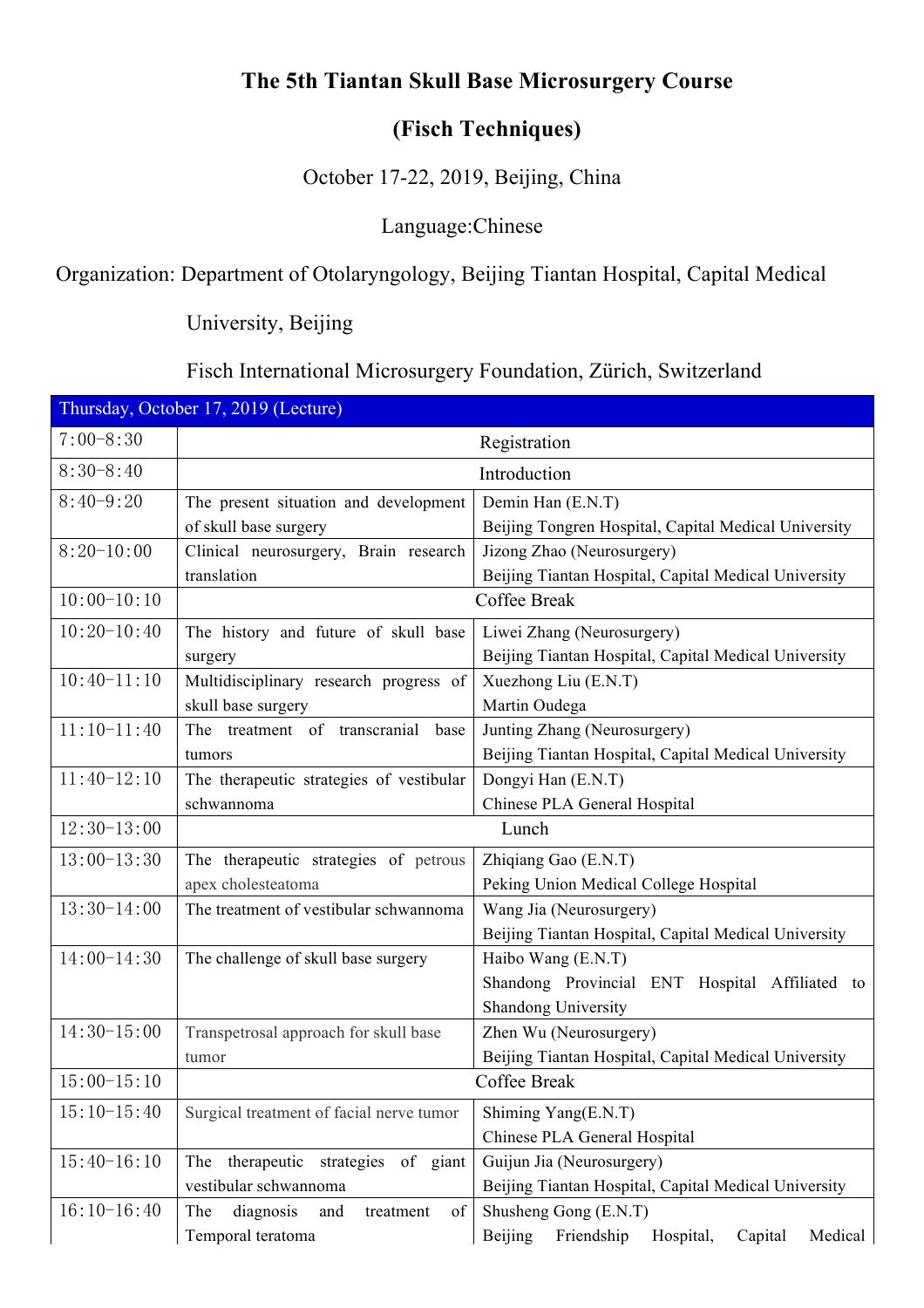# The 5th Tiantan Skull Base Microsurgery Course

# (Fisch Techniques)

October 17-22, 2019, Beijing, China

Language:Chinese

Organization: Department of Otolaryngology, Beijing Tiantan Hospital, Capital Medical University, Beijing

Fisch International Microsurgery Foundation, Zürich, Switzerland

| Thursday, October 17, 2019 (Lecture) | | |
|---|---|---|
| 7:00-8:30 | Registration | |
| 8:30-8:40 | Introduction | |
| 8:40-9:20 | The present situation and development of skull base surgery | Demin Han (E.N.T)<br>Beijing Tongren Hospital, Capital Medical University |
| 8:20-10:00 | Clinical neurosurgery, Brain research translation | Jizong Zhao (Neurosurgery)<br>Beijing Tiantan Hospital, Capital Medical University |
| 10:00-10:10 | Coffee Break | |
| 10:20-10:40 | The history and future of skull base surgery | Liwei Zhang (Neurosurgery)<br>Beijing Tiantan Hospital, Capital Medical University |
| 10:40-11:10 | Multidisciplinary research progress of skull base surgery | Xuezhong Liu (E.N.T)<br>Martin Oudega |
| 11:10-11:40 | The treatment of transcranial base tumors | Junting Zhang (Neurosurgery)<br>Beijing Tiantan Hospital, Capital Medical University |
| 11:40-12:10 | The therapeutic strategies of vestibular schwannoma | Dongyi Han (E.N.T)<br>Chinese PLA General Hospital |
| 12:30-13:00 | Lunch | |
| 13:00-13:30 | The therapeutic strategies of petrous apex cholesteatoma | Zhiqiang Gao (E.N.T)<br>Peking Union Medical College Hospital |
| 13:30-14:00 | The treatment of vestibular schwannoma | Wang Jia (Neurosurgery)<br>Beijing Tiantan Hospital, Capital Medical University |
| 14:00-14:30 | The challenge of skull base surgery | Haibo Wang (E.N.T)<br>Shandong Provincial ENT Hospital Affiliated to Shandong University |
| 14:30-15:00 | Transpetrosal approach for skull base tumor | Zhen Wu (Neurosurgery)<br>Beijing Tiantan Hospital, Capital Medical University |
| 15:00-15:10 | Coffee Break | |
| 15:10-15:40 | Surgical treatment of facial nerve tumor | Shiming Yang(E.N.T)<br>Chinese PLA General Hospital |
| 15:40-16:10 | The therapeutic strategies of giant vestibular schwannoma | Guijun Jia (Neurosurgery)<br>Beijing Tiantan Hospital, Capital Medical University |
| 16:10-16:40 | The diagnosis and treatment of Temporal teratoma | Shusheng Gong (E.N.T)<br>Beijing Friendship Hospital, Capital Medical |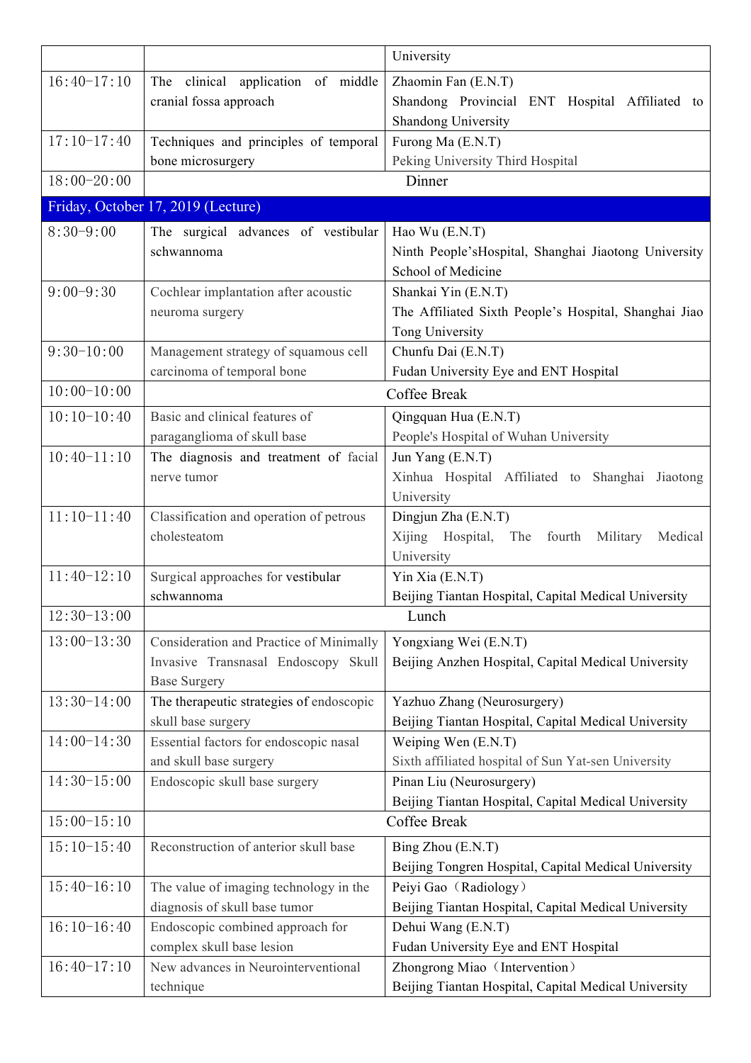| | | University |
|---|---|---|
| 16:40-17:10 | The clinical application of middle cranial fossa approach | Zhaomin Fan (E.N.T) Shandong Provincial ENT Hospital Affiliated to Shandong University |
| 17:10-17:40 | Techniques and principles of temporal bone microsurgery | Furong Ma (E.N.T) Peking University Third Hospital |
| 18:00-20:00 | Dinner | |
| **Friday, October 17, 2019 (Lecture)** | | |
| 8:30-9:00 | The surgical advances of vestibular schwannoma | Hao Wu (E.N.T) Ninth People'sHospital, Shanghai Jiaotong University School of Medicine |
| 9:00-9:30 | Cochlear implantation after acoustic neuroma surgery | Shankai Yin (E.N.T) The Affiliated Sixth People's Hospital, Shanghai Jiao Tong University |
| 9:30-10:00 | Management strategy of squamous cell carcinoma of temporal bone | Chunfu Dai (E.N.T) Fudan University Eye and ENT Hospital |
| 10:00-10:00 | Coffee Break | |
| 10:10-10:40 | Basic and clinical features of paraganglioma of skull base | Qingquan Hua (E.N.T) People's Hospital of Wuhan University |
| 10:40-11:10 | The diagnosis and treatment of facial nerve tumor | Jun Yang (E.N.T) Xinhua Hospital Affiliated to Shanghai Jiaotong University |
| 11:10-11:40 | Classification and operation of petrous cholesteatom | Dingjun Zha (E.N.T) Xijing Hospital, The fourth Military Medical University |
| 11:40-12:10 | Surgical approaches for vestibular schwannoma | Yin Xia (E.N.T) Beijing Tiantan Hospital, Capital Medical University |
| 12:30-13:00 | Lunch | |
| 13:00-13:30 | Consideration and Practice of Minimally Invasive Transnasal Endoscopy Skull Base Surgery | Yongxiang Wei (E.N.T) Beijing Anzhen Hospital, Capital Medical University |
| 13:30-14:00 | The therapeutic strategies of endoscopic skull base surgery | Yazhuo Zhang (Neurosurgery) Beijing Tiantan Hospital, Capital Medical University |
| 14:00-14:30 | Essential factors for endoscopic nasal and skull base surgery | Weiping Wen (E.N.T) Sixth affiliated hospital of Sun Yat-sen University |
| 14:30-15:00 | Endoscopic skull base surgery | Pinan Liu (Neurosurgery) Beijing Tiantan Hospital, Capital Medical University |
| 15:00-15:10 | Coffee Break | |
| 15:10-15:40 | Reconstruction of anterior skull base | Bing Zhou (E.N.T) Beijing Tongren Hospital, Capital Medical University |
| 15:40-16:10 | The value of imaging technology in the diagnosis of skull base tumor | Peiyi Gao（Radiology） Beijing Tiantan Hospital, Capital Medical University |
| 16:10-16:40 | Endoscopic combined approach for complex skull base lesion | Dehui Wang (E.N.T) Fudan University Eye and ENT Hospital |
| 16:40-17:10 | New advances in Neurointerventional technique | Zhongrong Miao（Intervention） Beijing Tiantan Hospital, Capital Medical University |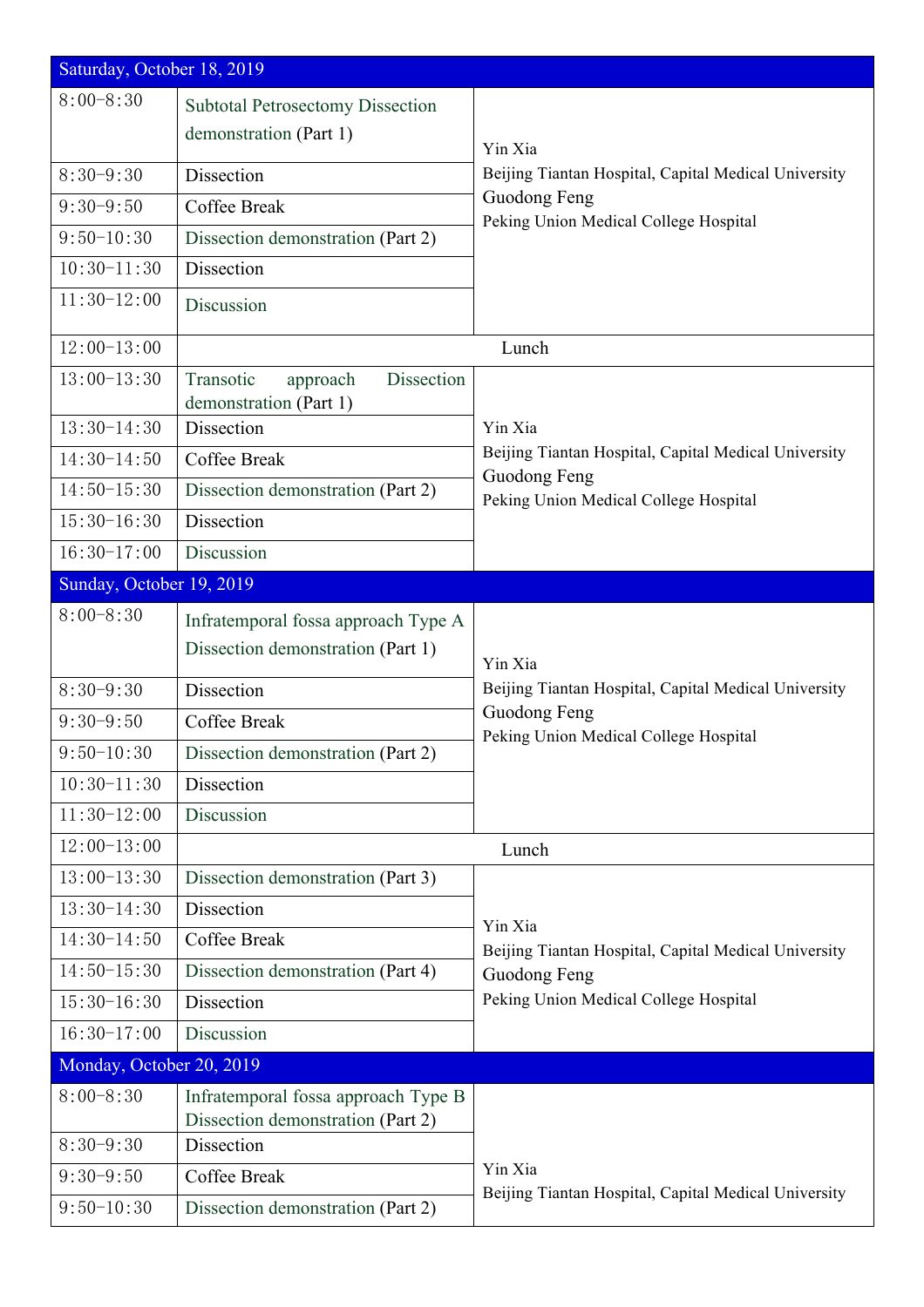| Saturday, October 18, 2019 | | |
|---|---|---|
| 8:00-8:30 | Subtotal Petrosectomy Dissection demonstration (Part 1) | Yin Xia<br>Beijing Tiantan Hospital, Capital Medical University<br>Guodong Feng<br>Peking Union Medical College Hospital |
| 8:30-9:30 | Dissection | |
| 9:30-9:50 | Coffee Break | |
| 9:50-10:30 | Dissection demonstration (Part 2) | |
| 10:30-11:30 | Dissection | |
| 11:30-12:00 | Discussion | |
| 12:00-13:00 | Lunch | |
| 13:00-13:30 | Transotic approach Dissection demonstration (Part 1) | Yin Xia<br>Beijing Tiantan Hospital, Capital Medical University<br>Guodong Feng<br>Peking Union Medical College Hospital |
| 13:30-14:30 | Dissection | |
| 14:30-14:50 | Coffee Break | |
| 14:50-15:30 | Dissection demonstration (Part 2) | |
| 15:30-16:30 | Dissection | |
| 16:30-17:00 | Discussion | |
| **Sunday, October 19, 2019** | | |
| 8:00-8:30 | Infratemporal fossa approach Type A Dissection demonstration (Part 1) | Yin Xia<br>Beijing Tiantan Hospital, Capital Medical University<br>Guodong Feng<br>Peking Union Medical College Hospital |
| 8:30-9:30 | Dissection | |
| 9:30-9:50 | Coffee Break | |
| 9:50-10:30 | Dissection demonstration (Part 2) | |
| 10:30-11:30 | Dissection | |
| 11:30-12:00 | Discussion | |
| 12:00-13:00 | Lunch | |
| 13:00-13:30 | Dissection demonstration (Part 3) | Yin Xia<br>Beijing Tiantan Hospital, Capital Medical University<br>Guodong Feng<br>Peking Union Medical College Hospital |
| 13:30-14:30 | Dissection | |
| 14:30-14:50 | Coffee Break | |
| 14:50-15:30 | Dissection demonstration (Part 4) | |
| 15:30-16:30 | Dissection | |
| 16:30-17:00 | Discussion | |
| **Monday, October 20, 2019** | | |
| 8:00-8:30 | Infratemporal fossa approach Type B Dissection demonstration (Part 2) | Yin Xia<br>Beijing Tiantan Hospital, Capital Medical University |
| 8:30-9:30 | Dissection | |
| 9:30-9:50 | Coffee Break | |
| 9:50-10:30 | Dissection demonstration (Part 2) | |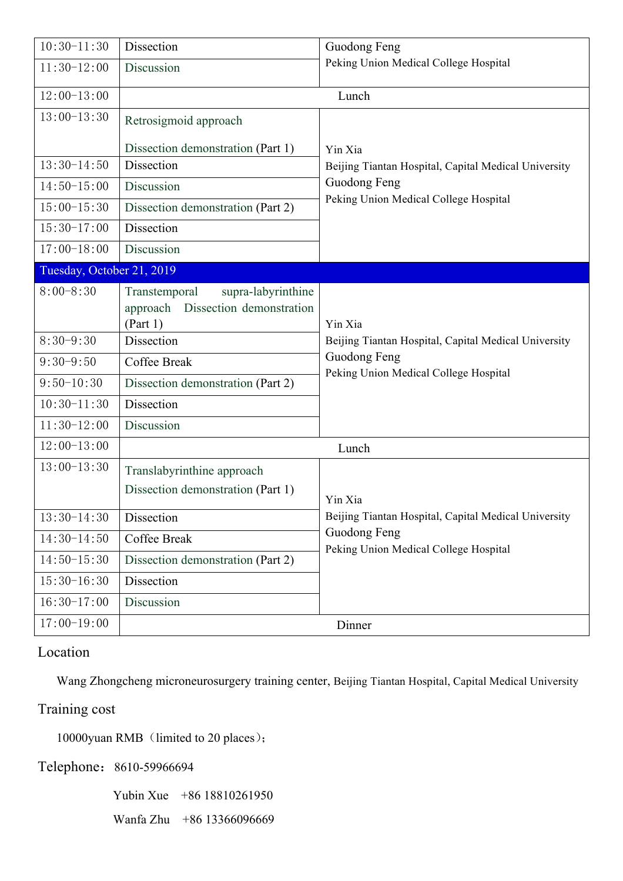| | | |
|---|---|---|
| 10:30-11:30 | Dissection | Guodong Feng<br>Peking Union Medical College Hospital |
| 11:30-12:00 | Discussion | |
| 12:00-13:00 | Lunch | |
| 13:00-13:30 | Retrosigmoid approach<br>Dissection demonstration (Part 1) | Yin Xia<br>Beijing Tiantan Hospital, Capital Medical University<br>Guodong Feng<br>Peking Union Medical College Hospital |
| 13:30-14:50 | Dissection | |
| 14:50-15:00 | Discussion | |
| 15:00-15:30 | Dissection demonstration (Part 2) | |
| 15:30-17:00 | Dissection | |
| 17:00-18:00 | Discussion | |
| **Tuesday, October 21, 2019** | | |
| 8:00-8:30 | Transtemporal supra-labyrinthine approach Dissection demonstration (Part 1) | Yin Xia<br>Beijing Tiantan Hospital, Capital Medical University<br>Guodong Feng<br>Peking Union Medical College Hospital |
| 8:30-9:30 | Dissection | |
| 9:30-9:50 | Coffee Break | |
| 9:50-10:30 | Dissection demonstration (Part 2) | |
| 10:30-11:30 | Dissection | |
| 11:30-12:00 | Discussion | |
| 12:00-13:00 | Lunch | |
| 13:00-13:30 | Translabyrinthine approach<br>Dissection demonstration (Part 1) | Yin Xia<br>Beijing Tiantan Hospital, Capital Medical University<br>Guodong Feng<br>Peking Union Medical College Hospital |
| 13:30-14:30 | Dissection | |
| 14:30-14:50 | Coffee Break | |
| 14:50-15:30 | Dissection demonstration (Part 2) | |
| 15:30-16:30 | Dissection | |
| 16:30-17:00 | Discussion | |
| 17:00-19:00 | Dinner | |

## Location

Wang Zhongcheng microneurosurgery training center, Beijing Tiantan Hospital, Capital Medical University

## Training cost

10000yuan RMB（limited to 20 places）;

## Telephone：8610-59966694

Yubin Xue +86 18810261950

Wanfa Zhu +86 13366096669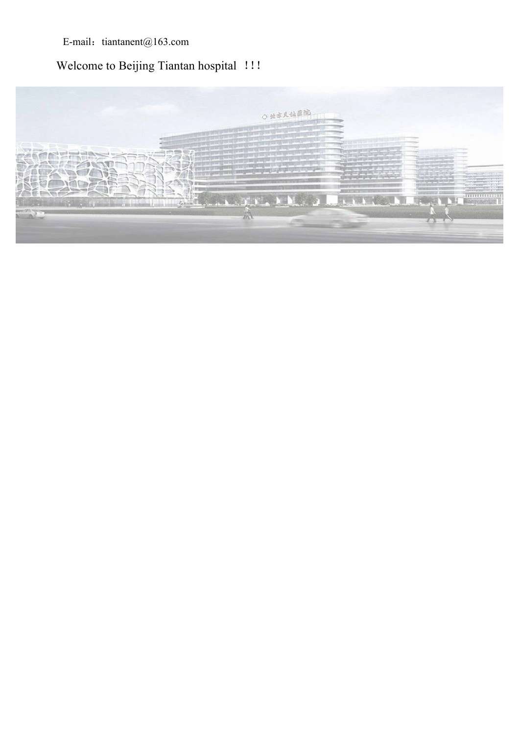E-mail：tiantanent@163.com

Welcome to Beijing Tiantan hospital ！！！